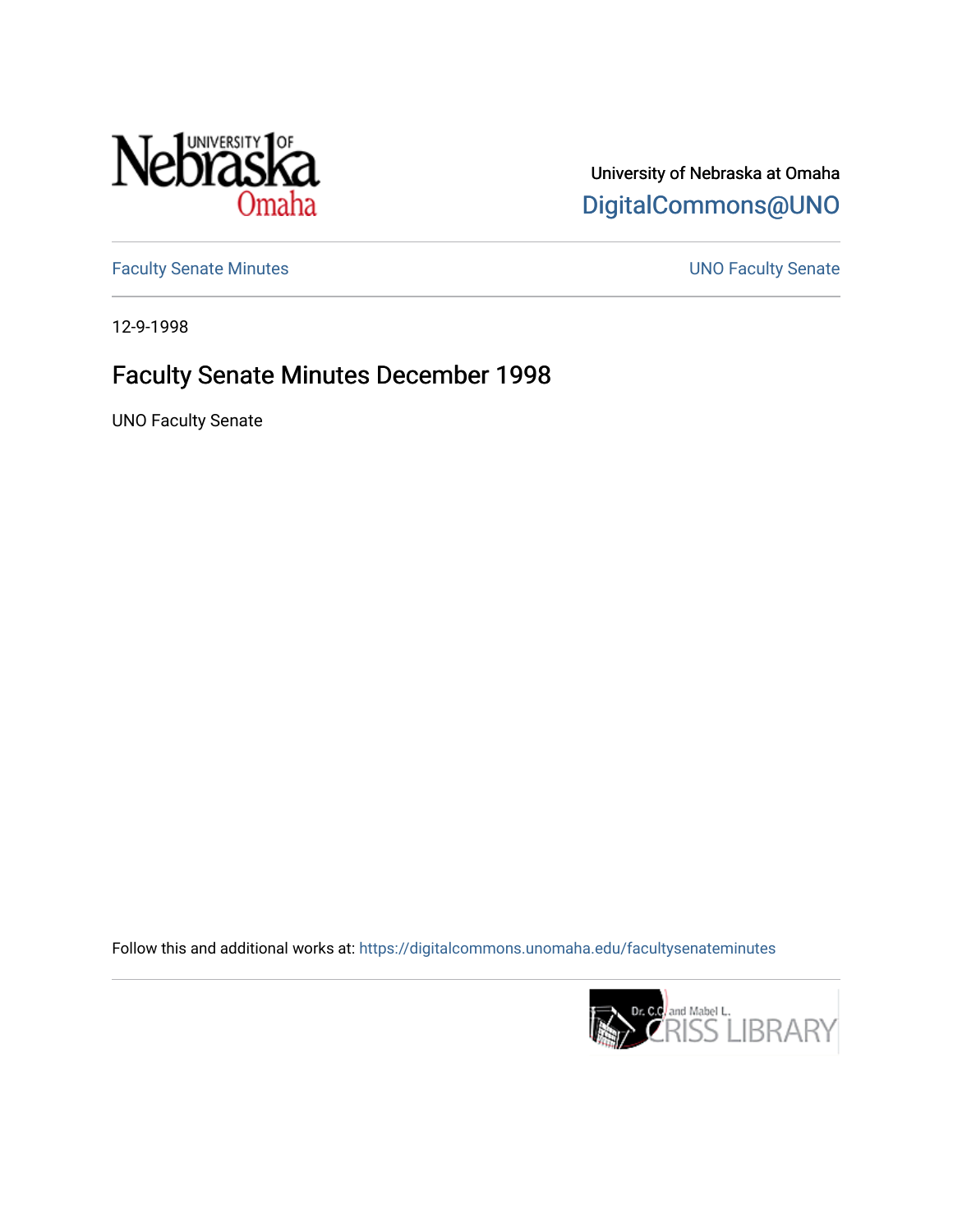University of Nebraska at Omaha

DigitalCommons@UNO

Faculty Senate Minutes

UNO Faculty Senate

12-9-1998

# Faculty Senate Minutes December 1998

UNO Faculty Senate

Follow this and additional works at: https://digitalcommons.unomaha.edu/facultysenateminutes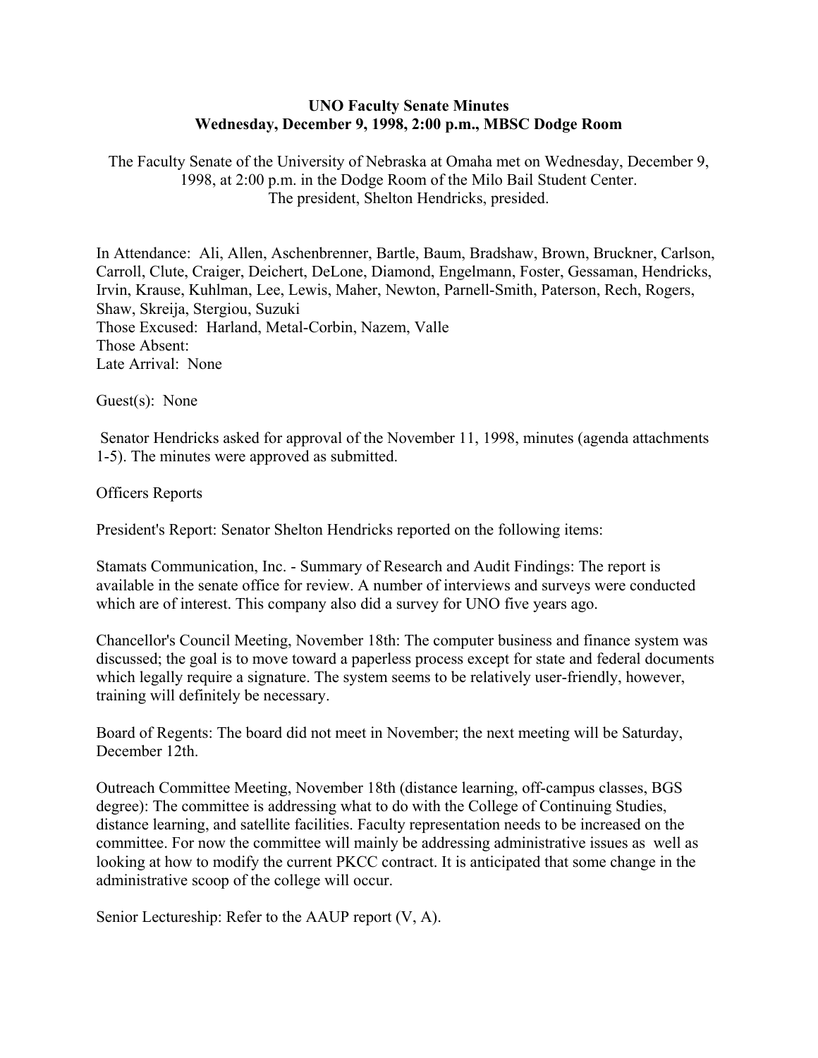**UNO Faculty Senate Minutes**
**Wednesday, December 9, 1998, 2:00 p.m., MBSC Dodge Room**

The Faculty Senate of the University of Nebraska at Omaha met on Wednesday, December 9, 1998, at 2:00 p.m. in the Dodge Room of the Milo Bail Student Center.
The president, Shelton Hendricks, presided.

In Attendance: Ali, Allen, Aschenbrenner, Bartle, Baum, Bradshaw, Brown, Bruckner, Carlson, Carroll, Clute, Craiger, Deichert, DeLone, Diamond, Engelmann, Foster, Gessaman, Hendricks, Irvin, Krause, Kuhlman, Lee, Lewis, Maher, Newton, Parnell-Smith, Paterson, Rech, Rogers, Shaw, Skreija, Stergiou, Suzuki
Those Excused: Harland, Metal-Corbin, Nazem, Valle
Those Absent:
Late Arrival: None

Guest(s): None

Senator Hendricks asked for approval of the November 11, 1998, minutes (agenda attachments 1-5). The minutes were approved as submitted.

Officers Reports

President's Report: Senator Shelton Hendricks reported on the following items:

Stamats Communication, Inc. - Summary of Research and Audit Findings: The report is available in the senate office for review. A number of interviews and surveys were conducted which are of interest. This company also did a survey for UNO five years ago.

Chancellor's Council Meeting, November 18th: The computer business and finance system was discussed; the goal is to move toward a paperless process except for state and federal documents which legally require a signature. The system seems to be relatively user-friendly, however, training will definitely be necessary.

Board of Regents: The board did not meet in November; the next meeting will be Saturday, December 12th.

Outreach Committee Meeting, November 18th (distance learning, off-campus classes, BGS degree): The committee is addressing what to do with the College of Continuing Studies, distance learning, and satellite facilities. Faculty representation needs to be increased on the committee. For now the committee will mainly be addressing administrative issues as well as looking at how to modify the current PKCC contract. It is anticipated that some change in the administrative scoop of the college will occur.

Senior Lectureship: Refer to the AAUP report (V, A).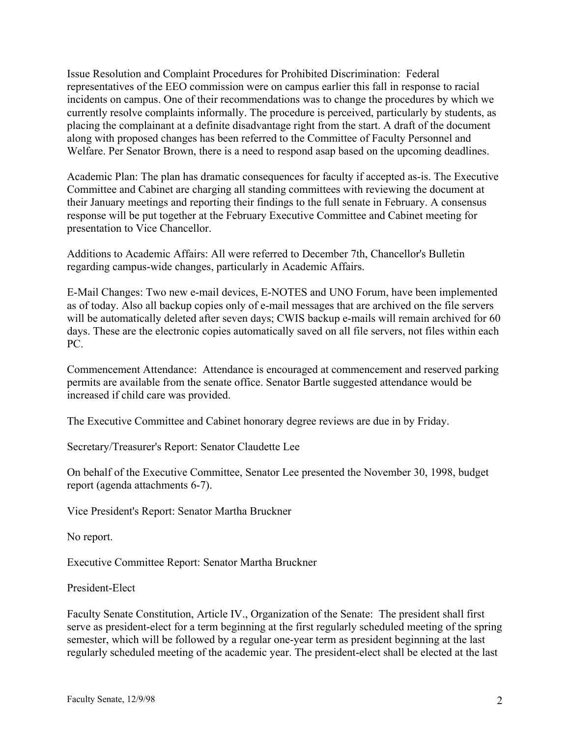Issue Resolution and Complaint Procedures for Prohibited Discrimination: Federal representatives of the EEO commission were on campus earlier this fall in response to racial incidents on campus. One of their recommendations was to change the procedures by which we currently resolve complaints informally. The procedure is perceived, particularly by students, as placing the complainant at a definite disadvantage right from the start. A draft of the document along with proposed changes has been referred to the Committee of Faculty Personnel and Welfare. Per Senator Brown, there is a need to respond asap based on the upcoming deadlines.

Academic Plan: The plan has dramatic consequences for faculty if accepted as-is. The Executive Committee and Cabinet are charging all standing committees with reviewing the document at their January meetings and reporting their findings to the full senate in February. A consensus response will be put together at the February Executive Committee and Cabinet meeting for presentation to Vice Chancellor.

Additions to Academic Affairs: All were referred to December 7th, Chancellor's Bulletin regarding campus-wide changes, particularly in Academic Affairs.

E-Mail Changes: Two new e-mail devices, E-NOTES and UNO Forum, have been implemented as of today. Also all backup copies only of e-mail messages that are archived on the file servers will be automatically deleted after seven days; CWIS backup e-mails will remain archived for 60 days. These are the electronic copies automatically saved on all file servers, not files within each PC.

Commencement Attendance: Attendance is encouraged at commencement and reserved parking permits are available from the senate office. Senator Bartle suggested attendance would be increased if child care was provided.

The Executive Committee and Cabinet honorary degree reviews are due in by Friday.

Secretary/Treasurer's Report: Senator Claudette Lee

On behalf of the Executive Committee, Senator Lee presented the November 30, 1998, budget report (agenda attachments 6-7).

Vice President's Report: Senator Martha Bruckner

No report.

Executive Committee Report: Senator Martha Bruckner

President-Elect

Faculty Senate Constitution, Article IV., Organization of the Senate: The president shall first serve as president-elect for a term beginning at the first regularly scheduled meeting of the spring semester, which will be followed by a regular one-year term as president beginning at the last regularly scheduled meeting of the academic year. The president-elect shall be elected at the last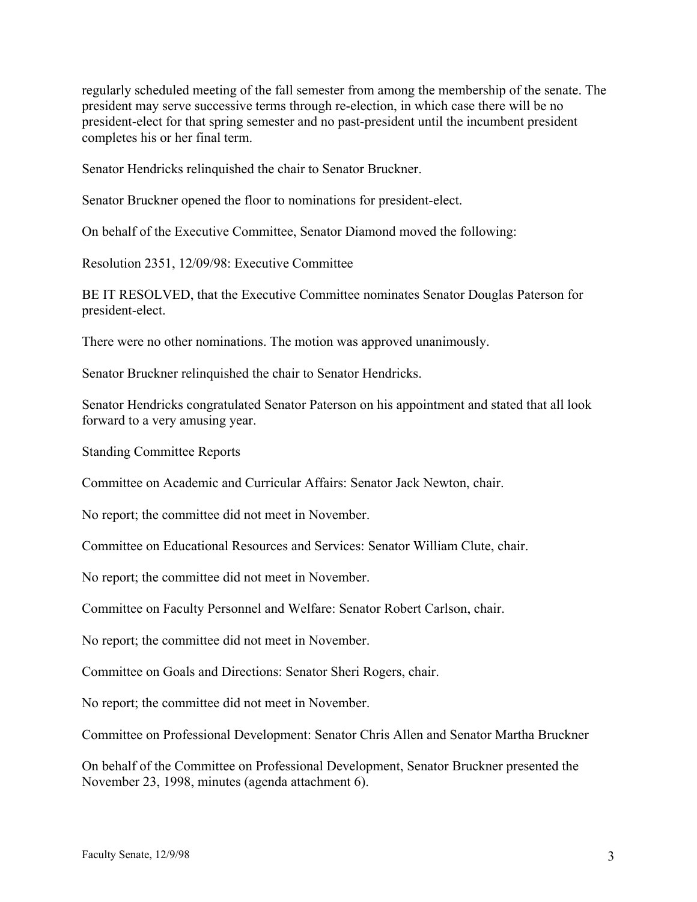regularly scheduled meeting of the fall semester from among the membership of the senate. The president may serve successive terms through re-election, in which case there will be no president-elect for that spring semester and no past-president until the incumbent president completes his or her final term.

Senator Hendricks relinquished the chair to Senator Bruckner.

Senator Bruckner opened the floor to nominations for president-elect.

On behalf of the Executive Committee, Senator Diamond moved the following:

Resolution 2351, 12/09/98: Executive Committee

BE IT RESOLVED, that the Executive Committee nominates Senator Douglas Paterson for president-elect.

There were no other nominations. The motion was approved unanimously.

Senator Bruckner relinquished the chair to Senator Hendricks.

Senator Hendricks congratulated Senator Paterson on his appointment and stated that all look forward to a very amusing year.

Standing Committee Reports

Committee on Academic and Curricular Affairs: Senator Jack Newton, chair.

No report; the committee did not meet in November.

Committee on Educational Resources and Services: Senator William Clute, chair.

No report; the committee did not meet in November.

Committee on Faculty Personnel and Welfare: Senator Robert Carlson, chair.

No report; the committee did not meet in November.

Committee on Goals and Directions: Senator Sheri Rogers, chair.

No report; the committee did not meet in November.

Committee on Professional Development: Senator Chris Allen and Senator Martha Bruckner

On behalf of the Committee on Professional Development, Senator Bruckner presented the November 23, 1998, minutes (agenda attachment 6).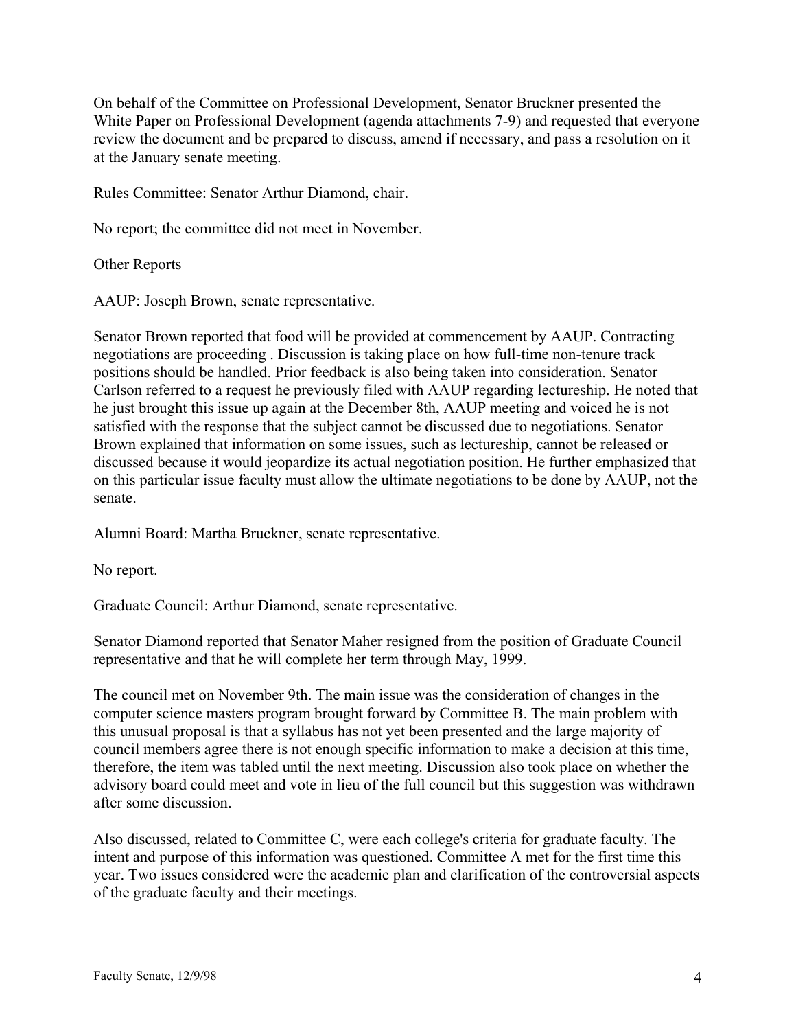On behalf of the Committee on Professional Development, Senator Bruckner presented the White Paper on Professional Development (agenda attachments 7-9) and requested that everyone review the document and be prepared to discuss, amend if necessary, and pass a resolution on it at the January senate meeting.

Rules Committee: Senator Arthur Diamond, chair.

No report; the committee did not meet in November.

Other Reports

AAUP: Joseph Brown, senate representative.

Senator Brown reported that food will be provided at commencement by AAUP. Contracting negotiations are proceeding . Discussion is taking place on how full-time non-tenure track positions should be handled. Prior feedback is also being taken into consideration. Senator Carlson referred to a request he previously filed with AAUP regarding lectureship. He noted that he just brought this issue up again at the December 8th, AAUP meeting and voiced he is not satisfied with the response that the subject cannot be discussed due to negotiations. Senator Brown explained that information on some issues, such as lectureship, cannot be released or discussed because it would jeopardize its actual negotiation position. He further emphasized that on this particular issue faculty must allow the ultimate negotiations to be done by AAUP, not the senate.

Alumni Board: Martha Bruckner, senate representative.

No report.

Graduate Council: Arthur Diamond, senate representative.

Senator Diamond reported that Senator Maher resigned from the position of Graduate Council representative and that he will complete her term through May, 1999.

The council met on November 9th. The main issue was the consideration of changes in the computer science masters program brought forward by Committee B. The main problem with this unusual proposal is that a syllabus has not yet been presented and the large majority of council members agree there is not enough specific information to make a decision at this time, therefore, the item was tabled until the next meeting. Discussion also took place on whether the advisory board could meet and vote in lieu of the full council but this suggestion was withdrawn after some discussion.

Also discussed, related to Committee C, were each college's criteria for graduate faculty. The intent and purpose of this information was questioned. Committee A met for the first time this year. Two issues considered were the academic plan and clarification of the controversial aspects of the graduate faculty and their meetings.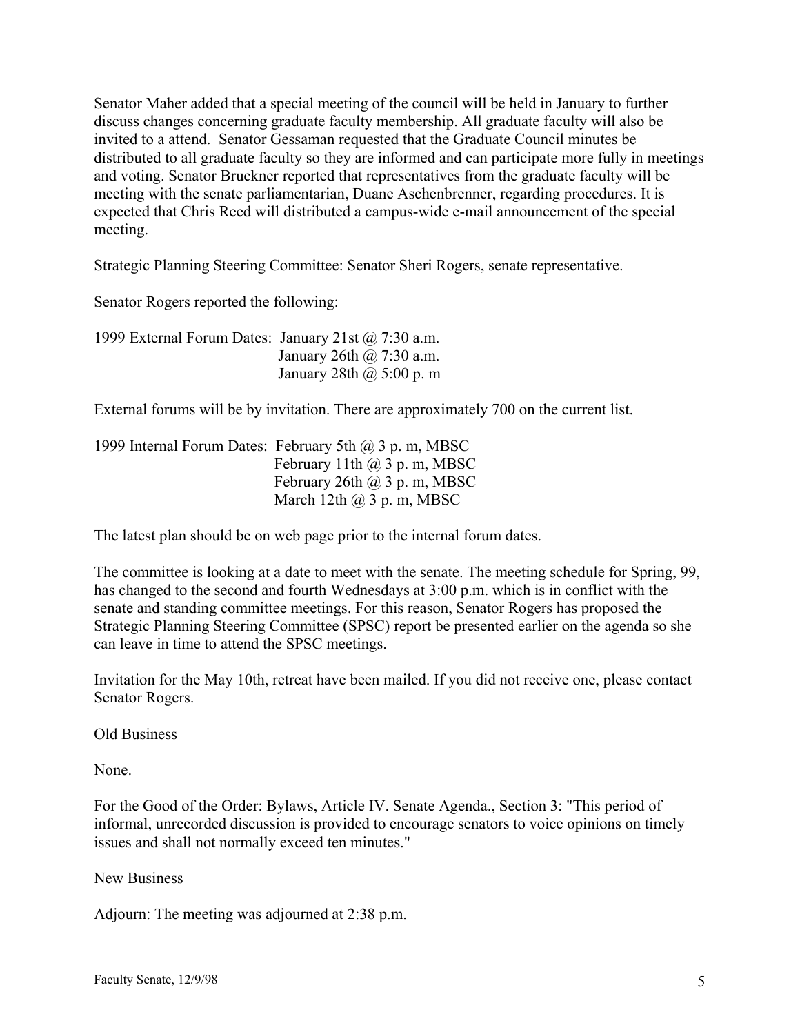Senator Maher added that a special meeting of the council will be held in January to further discuss changes concerning graduate faculty membership. All graduate faculty will also be invited to a attend. Senator Gessaman requested that the Graduate Council minutes be distributed to all graduate faculty so they are informed and can participate more fully in meetings and voting. Senator Bruckner reported that representatives from the graduate faculty will be meeting with the senate parliamentarian, Duane Aschenbrenner, regarding procedures. It is expected that Chris Reed will distributed a campus-wide e-mail announcement of the special meeting.

Strategic Planning Steering Committee: Senator Sheri Rogers, senate representative.

Senator Rogers reported the following:

1999 External Forum Dates: January 21st @ 7:30 a.m.
January 26th @ 7:30 a.m.
January 28th @ 5:00 p. m

External forums will be by invitation. There are approximately 700 on the current list.

1999 Internal Forum Dates: February 5th @ 3 p. m, MBSC
February 11th @ 3 p. m, MBSC
February 26th @ 3 p. m, MBSC
March 12th @ 3 p. m, MBSC

The latest plan should be on web page prior to the internal forum dates.

The committee is looking at a date to meet with the senate. The meeting schedule for Spring, 99, has changed to the second and fourth Wednesdays at 3:00 p.m. which is in conflict with the senate and standing committee meetings. For this reason, Senator Rogers has proposed the Strategic Planning Steering Committee (SPSC) report be presented earlier on the agenda so she can leave in time to attend the SPSC meetings.

Invitation for the May 10th, retreat have been mailed. If you did not receive one, please contact Senator Rogers.

Old Business

None.

For the Good of the Order: Bylaws, Article IV. Senate Agenda., Section 3: "This period of informal, unrecorded discussion is provided to encourage senators to voice opinions on timely issues and shall not normally exceed ten minutes."

New Business

Adjourn: The meeting was adjourned at 2:38 p.m.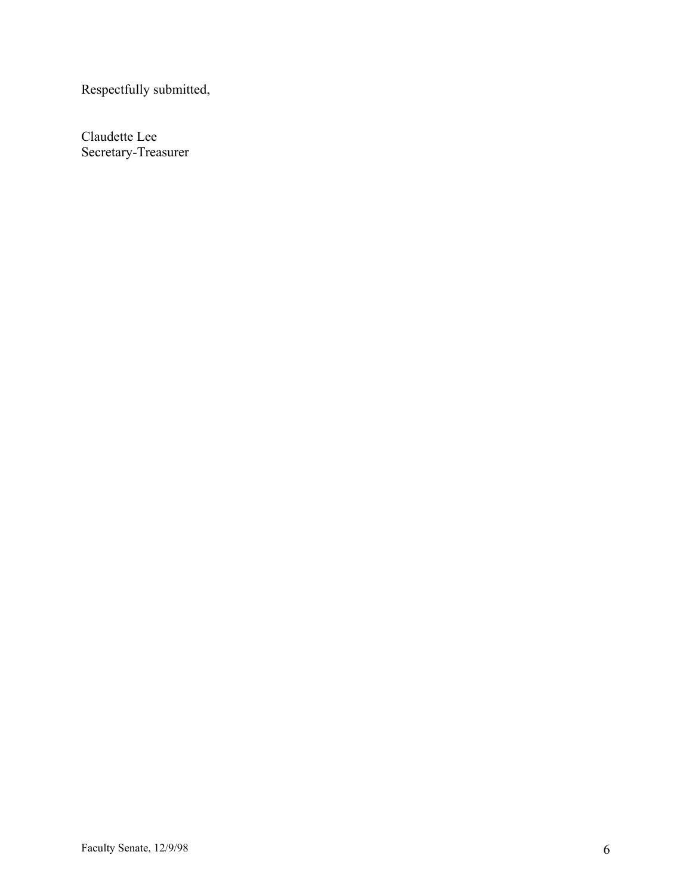Respectfully submitted,

Claudette Lee  
Secretary-Treasurer